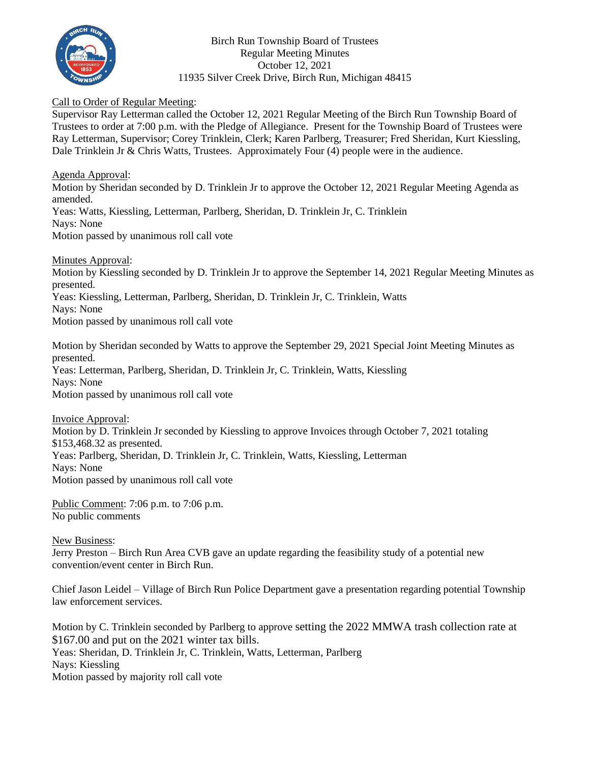Birch Run Township Board of Trustees
Regular Meeting Minutes
October 12, 2021
11935 Silver Creek Drive, Birch Run, Michigan 48415

Call to Order of Regular Meeting:
Supervisor Ray Letterman called the October 12, 2021 Regular Meeting of the Birch Run Township Board of Trustees to order at 7:00 p.m. with the Pledge of Allegiance. Present for the Township Board of Trustees were Ray Letterman, Supervisor; Corey Trinklein, Clerk; Karen Parlberg, Treasurer; Fred Sheridan, Kurt Kiessling, Dale Trinklein Jr & Chris Watts, Trustees. Approximately Four (4) people were in the audience.

Agenda Approval:
Motion by Sheridan seconded by D. Trinklein Jr to approve the October 12, 2021 Regular Meeting Agenda as amended.
Yeas: Watts, Kiessling, Letterman, Parlberg, Sheridan, D. Trinklein Jr, C. Trinklein
Nays: None
Motion passed by unanimous roll call vote

Minutes Approval:
Motion by Kiessling seconded by D. Trinklein Jr to approve the September 14, 2021 Regular Meeting Minutes as presented.
Yeas: Kiessling, Letterman, Parlberg, Sheridan, D. Trinklein Jr, C. Trinklein, Watts
Nays: None
Motion passed by unanimous roll call vote

Motion by Sheridan seconded by Watts to approve the September 29, 2021 Special Joint Meeting Minutes as presented.
Yeas: Letterman, Parlberg, Sheridan, D. Trinklein Jr, C. Trinklein, Watts, Kiessling
Nays: None
Motion passed by unanimous roll call vote

Invoice Approval:
Motion by D. Trinklein Jr seconded by Kiessling to approve Invoices through October 7, 2021 totaling $153,468.32 as presented.
Yeas: Parlberg, Sheridan, D. Trinklein Jr, C. Trinklein, Watts, Kiessling, Letterman
Nays: None
Motion passed by unanimous roll call vote

Public Comment: 7:06 p.m. to 7:06 p.m.
No public comments

New Business:
Jerry Preston – Birch Run Area CVB gave an update regarding the feasibility study of a potential new convention/event center in Birch Run.

Chief Jason Leidel – Village of Birch Run Police Department gave a presentation regarding potential Township law enforcement services.

Motion by C. Trinklein seconded by Parlberg to approve setting the 2022 MMWA trash collection rate at $167.00 and put on the 2021 winter tax bills.
Yeas: Sheridan, D. Trinklein Jr, C. Trinklein, Watts, Letterman, Parlberg
Nays: Kiessling
Motion passed by majority roll call vote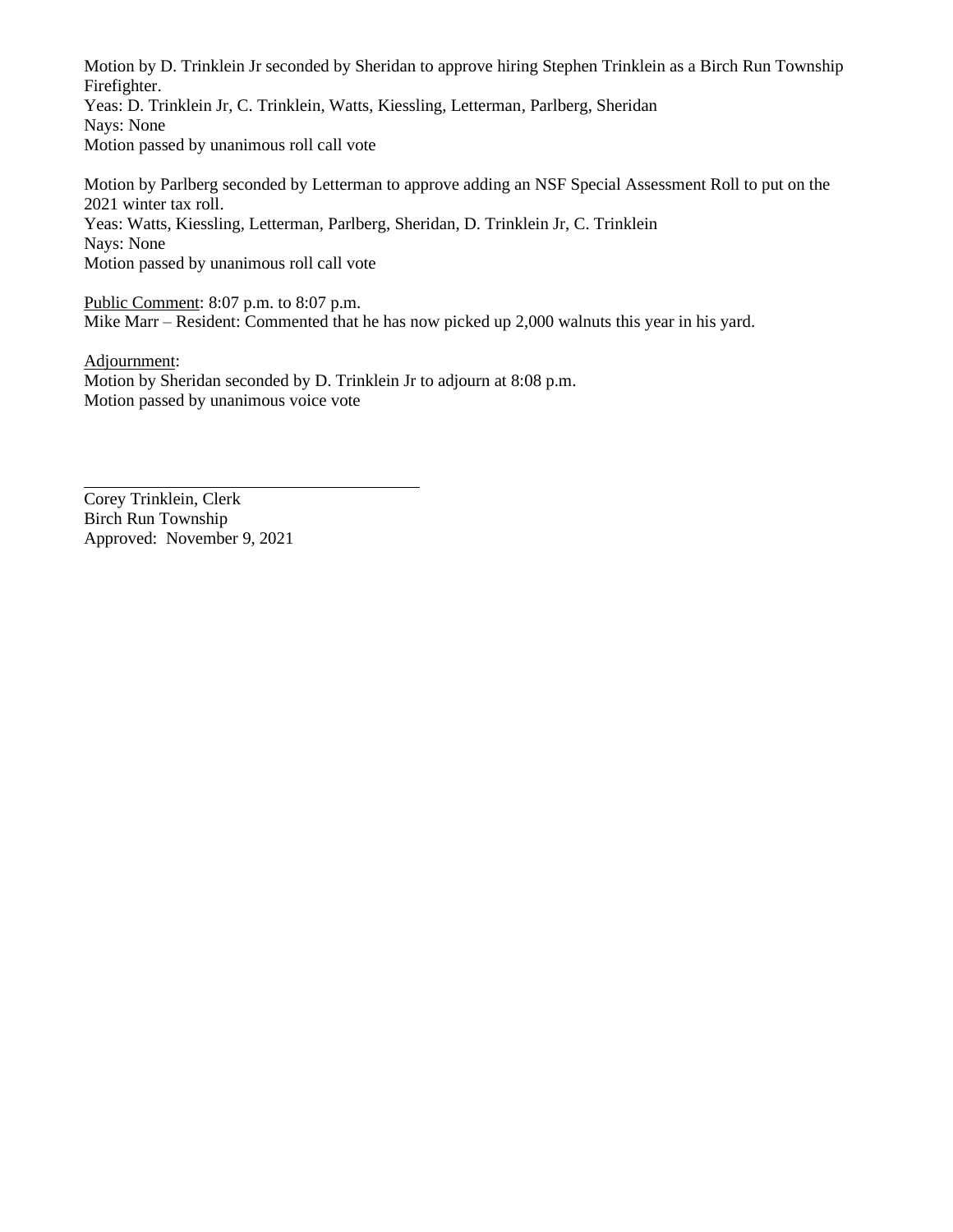Motion by D. Trinklein Jr seconded by Sheridan to approve hiring Stephen Trinklein as a Birch Run Township Firefighter.
Yeas: D. Trinklein Jr, C. Trinklein, Watts, Kiessling, Letterman, Parlberg, Sheridan
Nays: None
Motion passed by unanimous roll call vote

Motion by Parlberg seconded by Letterman to approve adding an NSF Special Assessment Roll to put on the 2021 winter tax roll.
Yeas: Watts, Kiessling, Letterman, Parlberg, Sheridan, D. Trinklein Jr, C. Trinklein
Nays: None
Motion passed by unanimous roll call vote

Public Comment: 8:07 p.m. to 8:07 p.m.
Mike Marr – Resident: Commented that he has now picked up 2,000 walnuts this year in his yard.

Adjournment:
Motion by Sheridan seconded by D. Trinklein Jr to adjourn at 8:08 p.m.
Motion passed by unanimous voice vote

\_\_\_\_\_\_\_\_\_\_\_\_\_\_\_\_\_\_\_\_\_\_\_\_\_\_\_\_\_\_\_\_\_\_\_\_\_\_\_\_

Corey Trinklein, Clerk
Birch Run Township
Approved: November 9, 2021